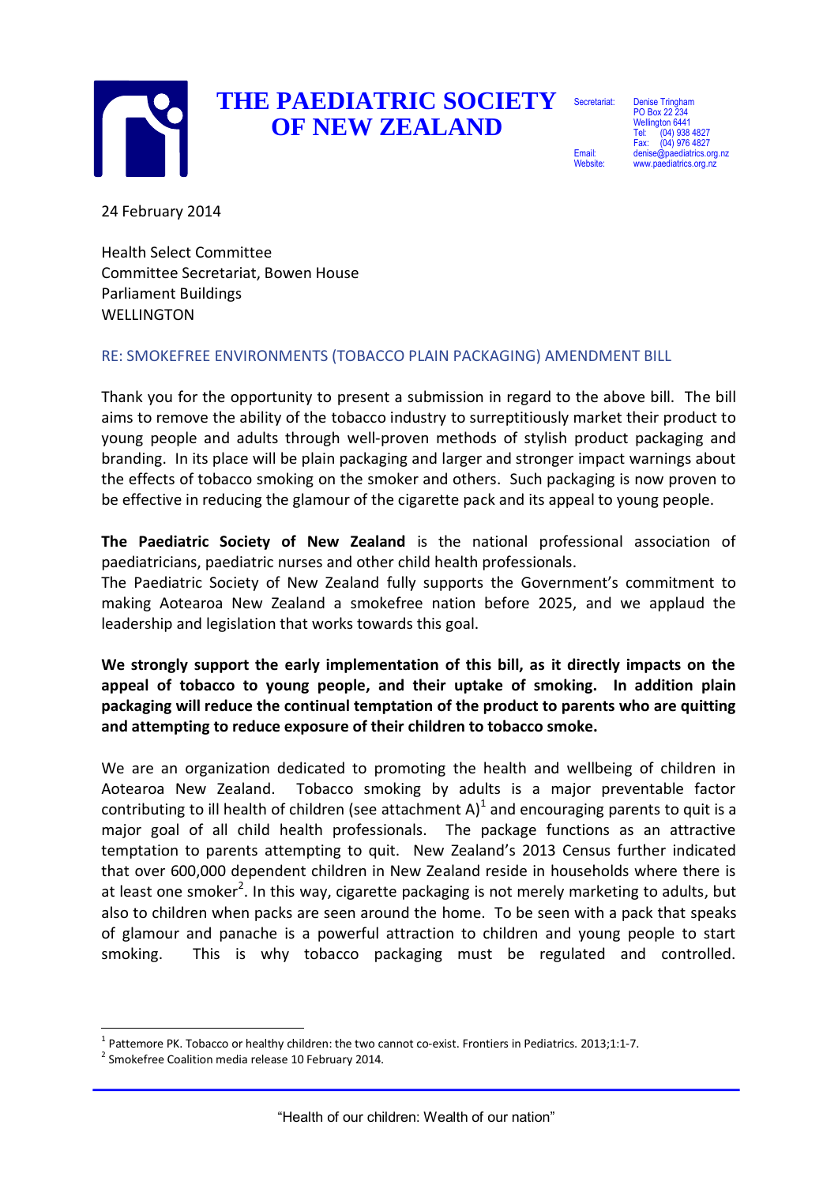# THE PAEDIATRIC SOCIETY OF NEW ZEALAND

Secretariat: Denise Tringham
PO Box 22 234
Wellington 6441
Tel: (04) 938 4827
Fax: (04) 976 4827
Email: denise@paediatrics.org.nz
Website: www.paediatrics.org.nz

24 February 2014

Health Select Committee
Committee Secretariat, Bowen House
Parliament Buildings
WELLINGTON

RE: SMOKEFREE ENVIRONMENTS (TOBACCO PLAIN PACKAGING) AMENDMENT BILL

Thank you for the opportunity to present a submission in regard to the above bill. The bill aims to remove the ability of the tobacco industry to surreptitiously market their product to young people and adults through well-proven methods of stylish product packaging and branding. In its place will be plain packaging and larger and stronger impact warnings about the effects of tobacco smoking on the smoker and others. Such packaging is now proven to be effective in reducing the glamour of the cigarette pack and its appeal to young people.

**The Paediatric Society of New Zealand** is the national professional association of paediatricians, paediatric nurses and other child health professionals.
The Paediatric Society of New Zealand fully supports the Government's commitment to making Aotearoa New Zealand a smokefree nation before 2025, and we applaud the leadership and legislation that works towards this goal.

**We strongly support the early implementation of this bill, as it directly impacts on the appeal of tobacco to young people, and their uptake of smoking. In addition plain packaging will reduce the continual temptation of the product to parents who are quitting and attempting to reduce exposure of their children to tobacco smoke.**

We are an organization dedicated to promoting the health and wellbeing of children in Aotearoa New Zealand. Tobacco smoking by adults is a major preventable factor contributing to ill health of children (see attachment A)[1] and encouraging parents to quit is a major goal of all child health professionals. The package functions as an attractive temptation to parents attempting to quit. New Zealand's 2013 Census further indicated that over 600,000 dependent children in New Zealand reside in households where there is at least one smoker[2]. In this way, cigarette packaging is not merely marketing to adults, but also to children when packs are seen around the home. To be seen with a pack that speaks of glamour and panache is a powerful attraction to children and young people to start smoking. This is why tobacco packaging must be regulated and controlled.

---

[1] Pattemore PK. Tobacco or healthy children: the two cannot co-exist. Frontiers in Pediatrics. 2013;1:1-7.
[2] Smokefree Coalition media release 10 February 2014.

"Health of our children: Wealth of our nation"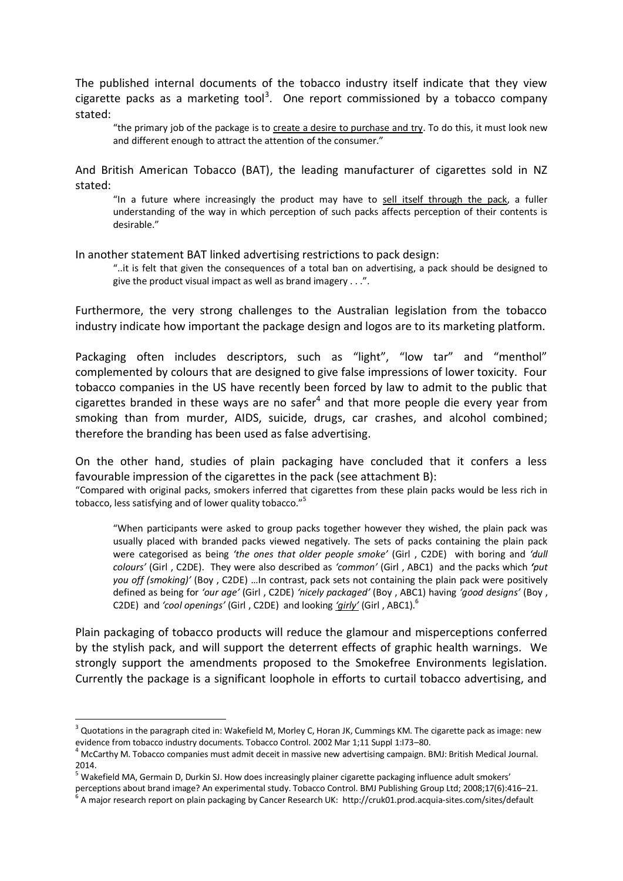The published internal documents of the tobacco industry itself indicate that they view cigarette packs as a marketing tool[3]. One report commissioned by a tobacco company stated:

> "the primary job of the package is to <u>create a desire to purchase and try</u>. To do this, it must look new and different enough to attract the attention of the consumer."

And British American Tobacco (BAT), the leading manufacturer of cigarettes sold in NZ stated:

> "In a future where increasingly the product may have to <u>sell itself through the pack</u>, a fuller understanding of the way in which perception of such packs affects perception of their contents is desirable."

In another statement BAT linked advertising restrictions to pack design:

> "..it is felt that given the consequences of a total ban on advertising, a pack should be designed to give the product visual impact as well as brand imagery . . .".

Furthermore, the very strong challenges to the Australian legislation from the tobacco industry indicate how important the package design and logos are to its marketing platform.

Packaging often includes descriptors, such as "light", "low tar" and "menthol" complemented by colours that are designed to give false impressions of lower toxicity. Four tobacco companies in the US have recently been forced by law to admit to the public that cigarettes branded in these ways are no safer[4] and that more people die every year from smoking than from murder, AIDS, suicide, drugs, car crashes, and alcohol combined; therefore the branding has been used as false advertising.

On the other hand, studies of plain packaging have concluded that it confers a less favourable impression of the cigarettes in the pack (see attachment B):

"Compared with original packs, smokers inferred that cigarettes from these plain packs would be less rich in tobacco, less satisfying and of lower quality tobacco."[5]

> "When participants were asked to group packs together however they wished, the plain pack was usually placed with branded packs viewed negatively. The sets of packs containing the plain pack were categorised as being *'the ones that older people smoke'* (Girl , C2DE) with boring and *'dull colours'* (Girl , C2DE). They were also described as *'common'* (Girl , ABC1) and the packs which ***'put*** *you off (smoking)'* (Boy , C2DE) …In contrast, pack sets not containing the plain pack were positively defined as being for *'our age'* (Girl , C2DE) *'nicely packaged'* (Boy , ABC1) having *'good designs'* (Boy , C2DE) and *'cool openings'* (Girl , C2DE) and looking *<u>'girly'</u>* (Girl , ABC1).[6]

Plain packaging of tobacco products will reduce the glamour and misperceptions conferred by the stylish pack, and will support the deterrent effects of graphic health warnings. We strongly support the amendments proposed to the Smokefree Environments legislation. Currently the package is a significant loophole in efforts to curtail tobacco advertising, and

---

[3] Quotations in the paragraph cited in: Wakefield M, Morley C, Horan JK, Cummings KM. The cigarette pack as image: new evidence from tobacco industry documents. Tobacco Control. 2002 Mar 1;11 Suppl 1:I73–80.

[4] McCarthy M. Tobacco companies must admit deceit in massive new advertising campaign. BMJ: British Medical Journal. 2014.

[5] Wakefield MA, Germain D, Durkin SJ. How does increasingly plainer cigarette packaging influence adult smokers' perceptions about brand image? An experimental study. Tobacco Control. BMJ Publishing Group Ltd; 2008;17(6):416–21.

[6] A major research report on plain packaging by Cancer Research UK: http://cruk01.prod.acquia-sites.com/sites/default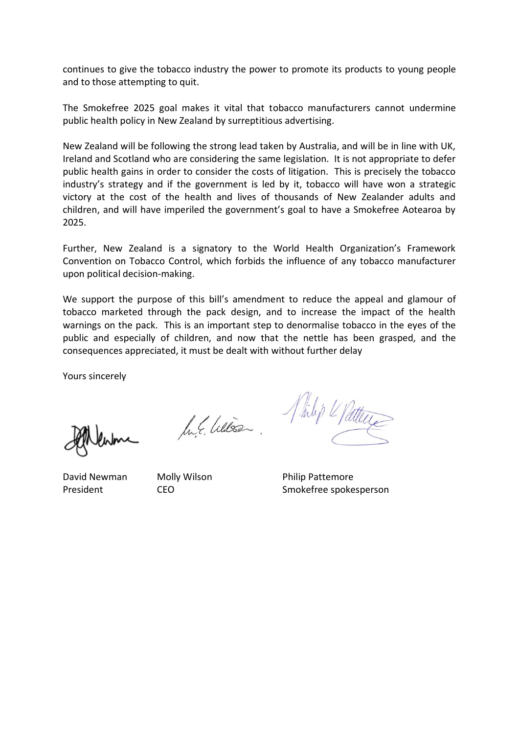continues to give the tobacco industry the power to promote its products to young people and to those attempting to quit.

The Smokefree 2025 goal makes it vital that tobacco manufacturers cannot undermine public health policy in New Zealand by surreptitious advertising.

New Zealand will be following the strong lead taken by Australia, and will be in line with UK, Ireland and Scotland who are considering the same legislation. It is not appropriate to defer public health gains in order to consider the costs of litigation. This is precisely the tobacco industry's strategy and if the government is led by it, tobacco will have won a strategic victory at the cost of the health and lives of thousands of New Zealander adults and children, and will have imperiled the government's goal to have a Smokefree Aotearoa by 2025.

Further, New Zealand is a signatory to the World Health Organization's Framework Convention on Tobacco Control, which forbids the influence of any tobacco manufacturer upon political decision-making.

We support the purpose of this bill's amendment to reduce the appeal and glamour of tobacco marketed through the pack design, and to increase the impact of the health warnings on the pack. This is an important step to denormalise tobacco in the eyes of the public and especially of children, and now that the nettle has been grasped, and the consequences appreciated, it must be dealt with without further delay

Yours sincerely

| David Newman | Molly Wilson | Philip Pattemore |
|---|---|---|
| President | CEO | Smokefree spokesperson |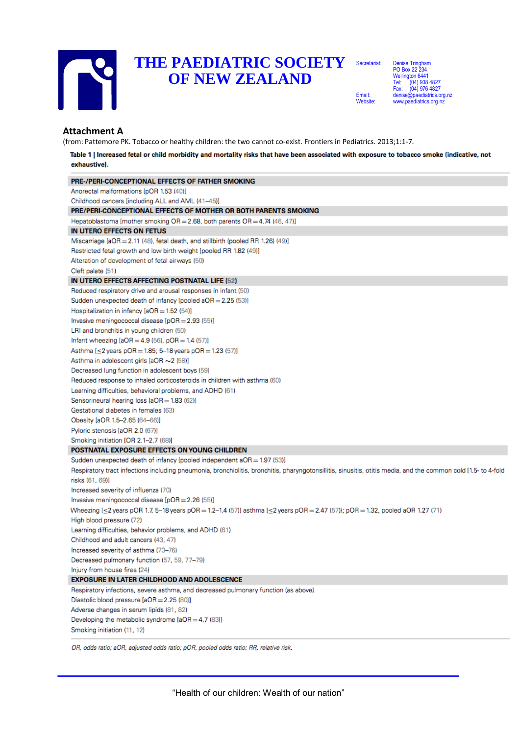# THE PAEDIATRIC SOCIETY OF NEW ZEALAND

Secretariat: Denise Tringham
PO Box 22 234
Wellington 6441
Tel: (04) 938 4827
Fax: (04) 976 4827
Email: denise@paediatrics.org.nz
Website: www.paediatrics.org.nz

## Attachment A

(from: Pattemore PK. Tobacco or healthy children: the two cannot co-exist. Frontiers in Pediatrics. 2013;1:1-7.

**Table 1 | Increased fetal or child morbidity and mortality risks that have been associated with exposure to tobacco smoke (indicative, not exhaustive).**

| |
|---|
| **PRE-/PERI-CONCEPTIONAL EFFECTS OF FATHER SMOKING** |
| Anorectal malformations [pOR 1.53 (40)] |
| Childhood cancers [including ALL and AML (41–45)] |
| **PRE/PERI-CONCEPTIONAL EFFECTS OF MOTHER OR BOTH PARENTS SMOKING** |
| Hepatoblastoma [mother smoking OR = 2.68, both parents OR = 4.74 (46, 47)] |
| **IN UTERO EFFECTS ON FETUS** |
| Miscarriage [aOR = 2.11 (48), fetal death, and stillbirth (pooled RR 1.26) (49)] |
| Restricted fetal growth and low birth weight [pooled RR 1.82 (49)] |
| Alteration of development of fetal airways (50) |
| Cleft palate (51) |
| **IN UTERO EFFECTS AFFECTING POSTNATAL LIFE (52)** |
| Reduced respiratory drive and arousal responses in infant (50) |
| Sudden unexpected death of infancy [pooled aOR = 2.25 (53)] |
| Hospitalization in infancy [aOR = 1.52 (54)] |
| Invasive meningococcal disease [pOR = 2.93 (55)] |
| LRI and bronchitis in young children (50) |
| Infant wheezing [aOR = 4.9 (56), pOR = 1.4 (57)] |
| Asthma [≤2 years pOR = 1.85; 5–18 years pOR = 1.23 (57)] |
| Asthma in adolescent girls [aOR ~2 (58)] |
| Decreased lung function in adolescent boys (59) |
| Reduced response to inhaled corticosteroids in children with asthma (60) |
| Learning difficulties, behavioral problems, and ADHD (61) |
| Sensorineural hearing loss [aOR = 1.83 (62)] |
| Gestational diabetes in females (63) |
| Obesity [aOR 1.5–2.65 (64–66)] |
| Pyloric stenosis [aOR 2.0 (67)] |
| Smoking initiation [OR 2.1–2.7 (68)] |
| **POSTNATAL EXPOSURE EFFECTS ON YOUNG CHILDREN** |
| Sudden unexpected death of infancy [pooled independent aOR = 1.97 (53)] |
| Respiratory tract infections including pneumonia, bronchiolitis, bronchitis, pharyngotonsillitis, sinusitis, otitis media, and the common cold [1.5- to 4-fold risks (61, 69)] |
| Increased severity of influenza (70) |
| Invasive meningococcal disease [pOR = 2.26 (55)] |
| Wheezing [≤2 years pOR 1.7, 5–18 years pOR = 1.2–1.4 (57)] asthma [≤2 years pOR = 2.47 (57)]; pOR = 1.32, pooled aOR 1.27 (71) |
| High blood pressure (72) |
| Learning difficulties, behavior problems, and ADHD (61) |
| Childhood and adult cancers (43, 47) |
| Increased severity of asthma (73–76) |
| Decreased pulmonary function (57, 59, 77–79) |
| Injury from house fires (24) |
| **EXPOSURE IN LATER CHILDHOOD AND ADOLESCENCE** |
| Respiratory infections, severe asthma, and decreased pulmonary function (as above) |
| Diastolic blood pressure [aOR = 2.25 (80)] |
| Adverse changes in serum lipids (81, 82) |
| Developing the metabolic syndrome [aOR = 4.7 (83)] |
| Smoking initiation (11, 12) |

*OR, odds ratio; aOR, adjusted odds ratio; pOR, pooled odds ratio; RR, relative risk.*

"Health of our children: Wealth of our nation"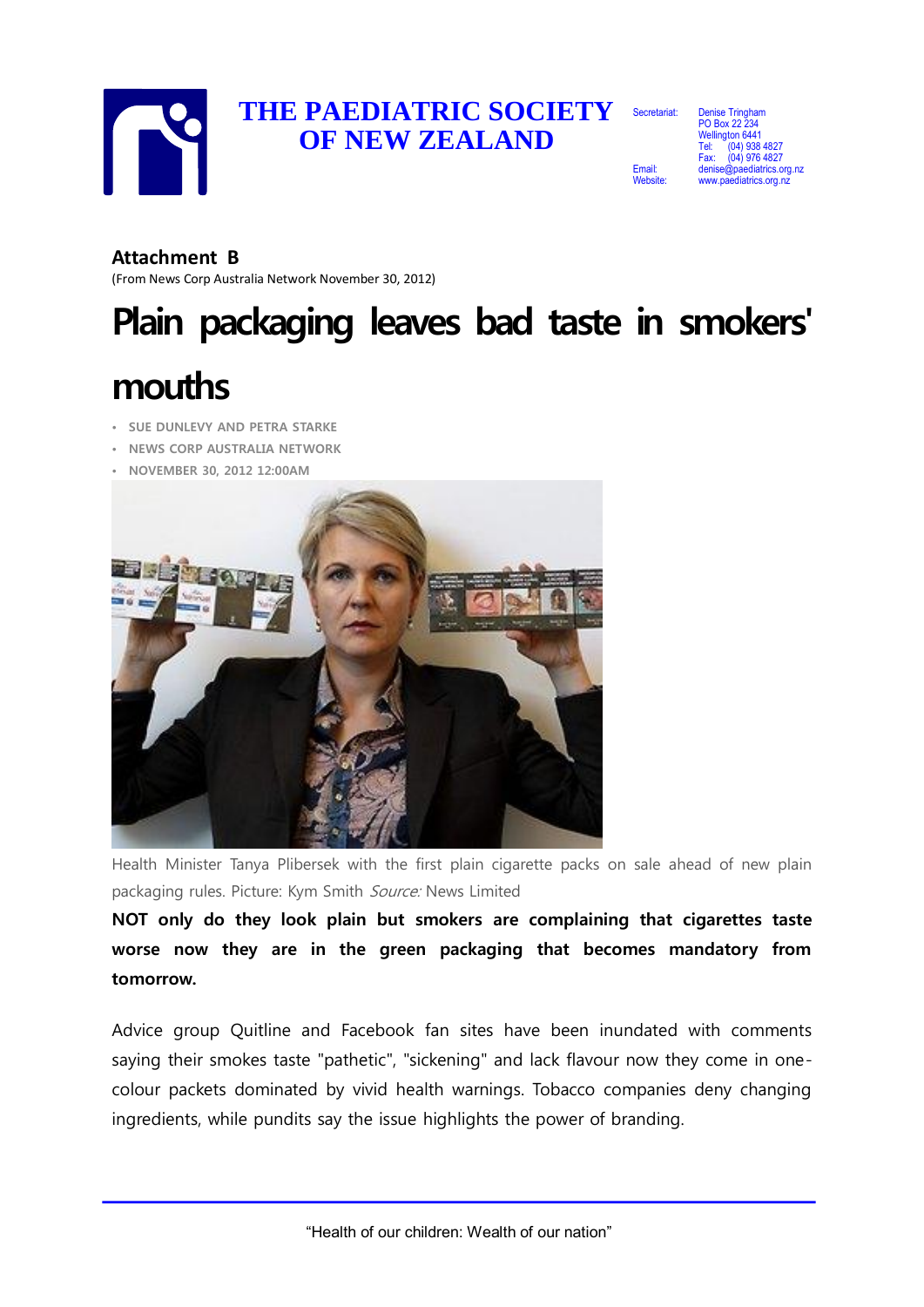# THE PAEDIATRIC SOCIETY OF NEW ZEALAND

Secretariat: Denise Tringham
PO Box 22 234
Wellington 6441
Tel: (04) 938 4827
Fax: (04) 976 4827
Email: denise@paediatrics.org.nz
Website: www.paediatrics.org.nz

## Attachment B

(From News Corp Australia Network November 30, 2012)

# Plain packaging leaves bad taste in smokers' mouths

- SUE DUNLEVY AND PETRA STARKE
- NEWS CORP AUSTRALIA NETWORK
- NOVEMBER 30, 2012 12:00AM

Health Minister Tanya Plibersek with the first plain cigarette packs on sale ahead of new plain packaging rules. Picture: Kym Smith *Source:* News Limited

**NOT only do they look plain but smokers are complaining that cigarettes taste worse now they are in the green packaging that becomes mandatory from tomorrow.**

Advice group Quitline and Facebook fan sites have been inundated with comments saying their smokes taste "pathetic", "sickening" and lack flavour now they come in one-colour packets dominated by vivid health warnings. Tobacco companies deny changing ingredients, while pundits say the issue highlights the power of branding.

"Health of our children: Wealth of our nation"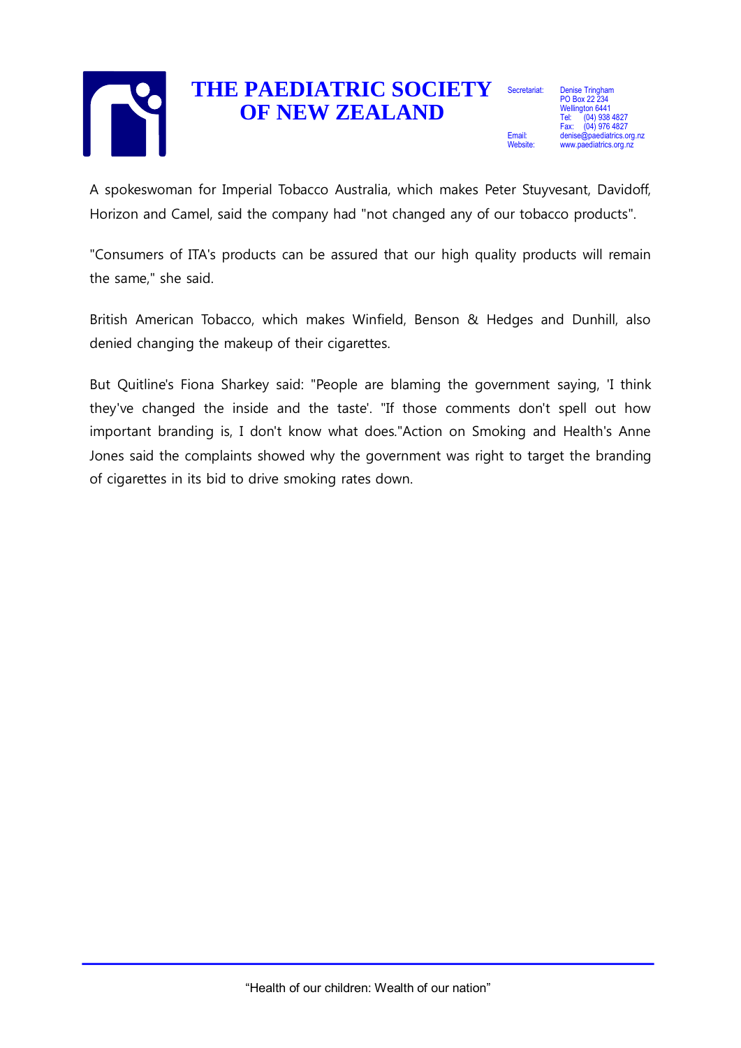A spokeswoman for Imperial Tobacco Australia, which makes Peter Stuyvesant, Davidoff, Horizon and Camel, said the company had "not changed any of our tobacco products".

"Consumers of ITA's products can be assured that our high quality products will remain the same," she said.

British American Tobacco, which makes Winfield, Benson & Hedges and Dunhill, also denied changing the makeup of their cigarettes.

But Quitline's Fiona Sharkey said: "People are blaming the government saying, 'I think they've changed the inside and the taste'. "If those comments don't spell out how important branding is, I don't know what does."Action on Smoking and Health's Anne Jones said the complaints showed why the government was right to target the branding of cigarettes in its bid to drive smoking rates down.